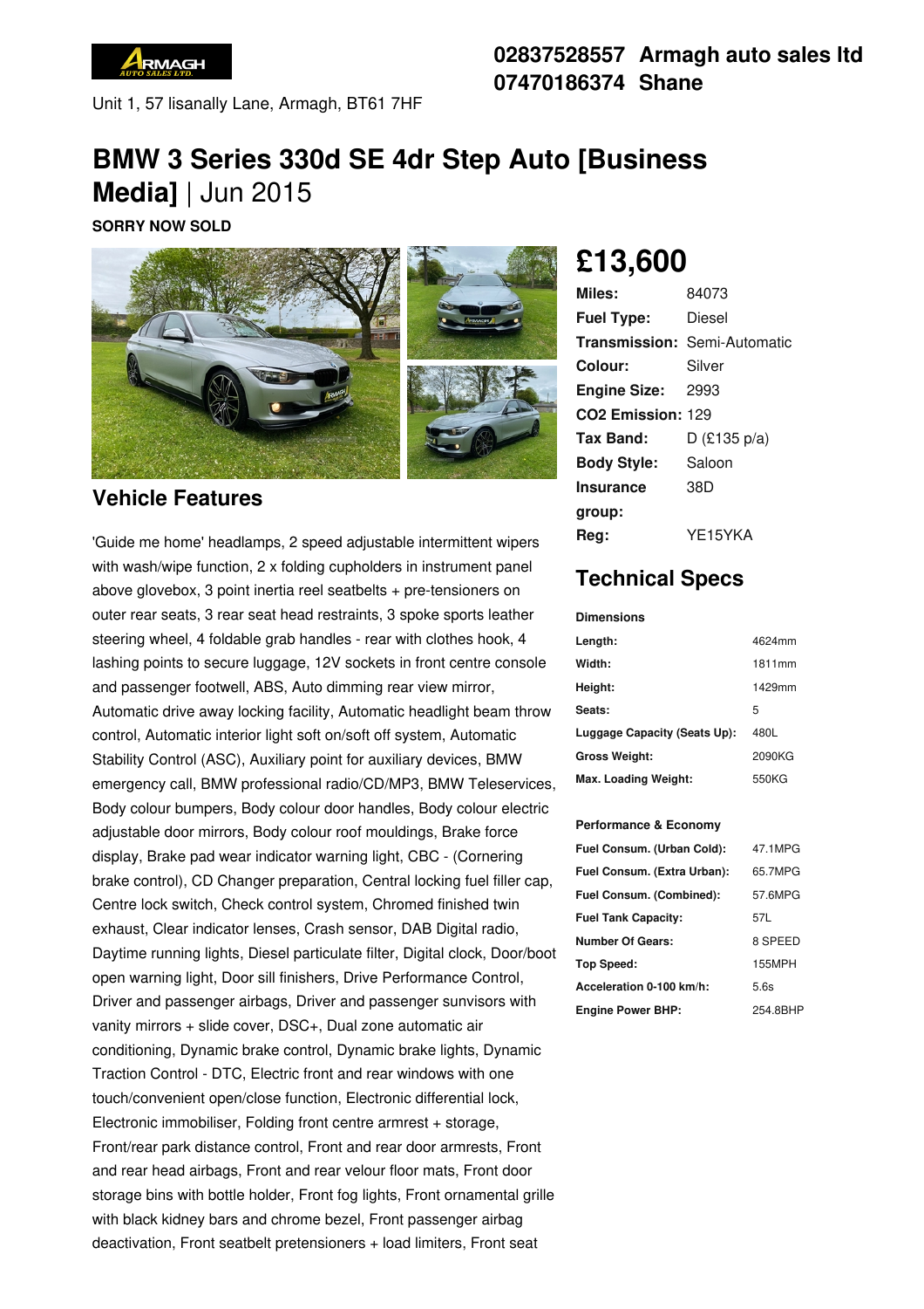02837528557 Armagh auto sales ltd
07470186374 Shane

Unit 1, 57 lisanally Lane, Armagh, BT61 7HF

# BMW 3 Series 330d SE 4dr Step Auto [Business Media] | Jun 2015

**SORRY NOW SOLD**

## £13,600

| | |
|---|---|
| **Miles:** | 84073 |
| **Fuel Type:** | Diesel |
| **Transmission:** | Semi-Automatic |
| **Colour:** | Silver |
| **Engine Size:** | 2993 |
| **CO2 Emission:** | 129 |
| **Tax Band:** | D (£135 p/a) |
| **Body Style:** | Saloon |
| **Insurance group:** | 38D |
| **Reg:** | YE15YKA |

## Vehicle Features

'Guide me home' headlamps, 2 speed adjustable intermittent wipers with wash/wipe function, 2 x folding cupholders in instrument panel above glovebox, 3 point inertia reel seatbelts + pre-tensioners on outer rear seats, 3 rear seat head restraints, 3 spoke sports leather steering wheel, 4 foldable grab handles - rear with clothes hook, 4 lashing points to secure luggage, 12V sockets in front centre console and passenger footwell, ABS, Auto dimming rear view mirror, Automatic drive away locking facility, Automatic headlight beam throw control, Automatic interior light soft on/soft off system, Automatic Stability Control (ASC), Auxiliary point for auxiliary devices, BMW emergency call, BMW professional radio/CD/MP3, BMW Teleservices, Body colour bumpers, Body colour door handles, Body colour electric adjustable door mirrors, Body colour roof mouldings, Brake force display, Brake pad wear indicator warning light, CBC - (Cornering brake control), CD Changer preparation, Central locking fuel filler cap, Centre lock switch, Check control system, Chromed finished twin exhaust, Clear indicator lenses, Crash sensor, DAB Digital radio, Daytime running lights, Diesel particulate filter, Digital clock, Door/boot open warning light, Door sill finishers, Drive Performance Control, Driver and passenger airbags, Driver and passenger sunvisors with vanity mirrors + slide cover, DSC+, Dual zone automatic air conditioning, Dynamic brake control, Dynamic brake lights, Dynamic Traction Control - DTC, Electric front and rear windows with one touch/convenient open/close function, Electronic differential lock, Electronic immobiliser, Folding front centre armrest + storage, Front/rear park distance control, Front and rear door armrests, Front and rear head airbags, Front and rear velour floor mats, Front door storage bins with bottle holder, Front fog lights, Front ornamental grille with black kidney bars and chrome bezel, Front passenger airbag deactivation, Front seatbelt pretensioners + load limiters, Front seat

## Technical Specs

| Dimensions | |
|---|---|
| **Length:** | 4624mm |
| **Width:** | 1811mm |
| **Height:** | 1429mm |
| **Seats:** | 5 |
| **Luggage Capacity (Seats Up):** | 480L |
| **Gross Weight:** | 2090KG |
| **Max. Loading Weight:** | 550KG |

| Performance & Economy | |
|---|---|
| **Fuel Consum. (Urban Cold):** | 47.1MPG |
| **Fuel Consum. (Extra Urban):** | 65.7MPG |
| **Fuel Consum. (Combined):** | 57.6MPG |
| **Fuel Tank Capacity:** | 57L |
| **Number Of Gears:** | 8 SPEED |
| **Top Speed:** | 155MPH |
| **Acceleration 0-100 km/h:** | 5.6s |
| **Engine Power BHP:** | 254.8BHP |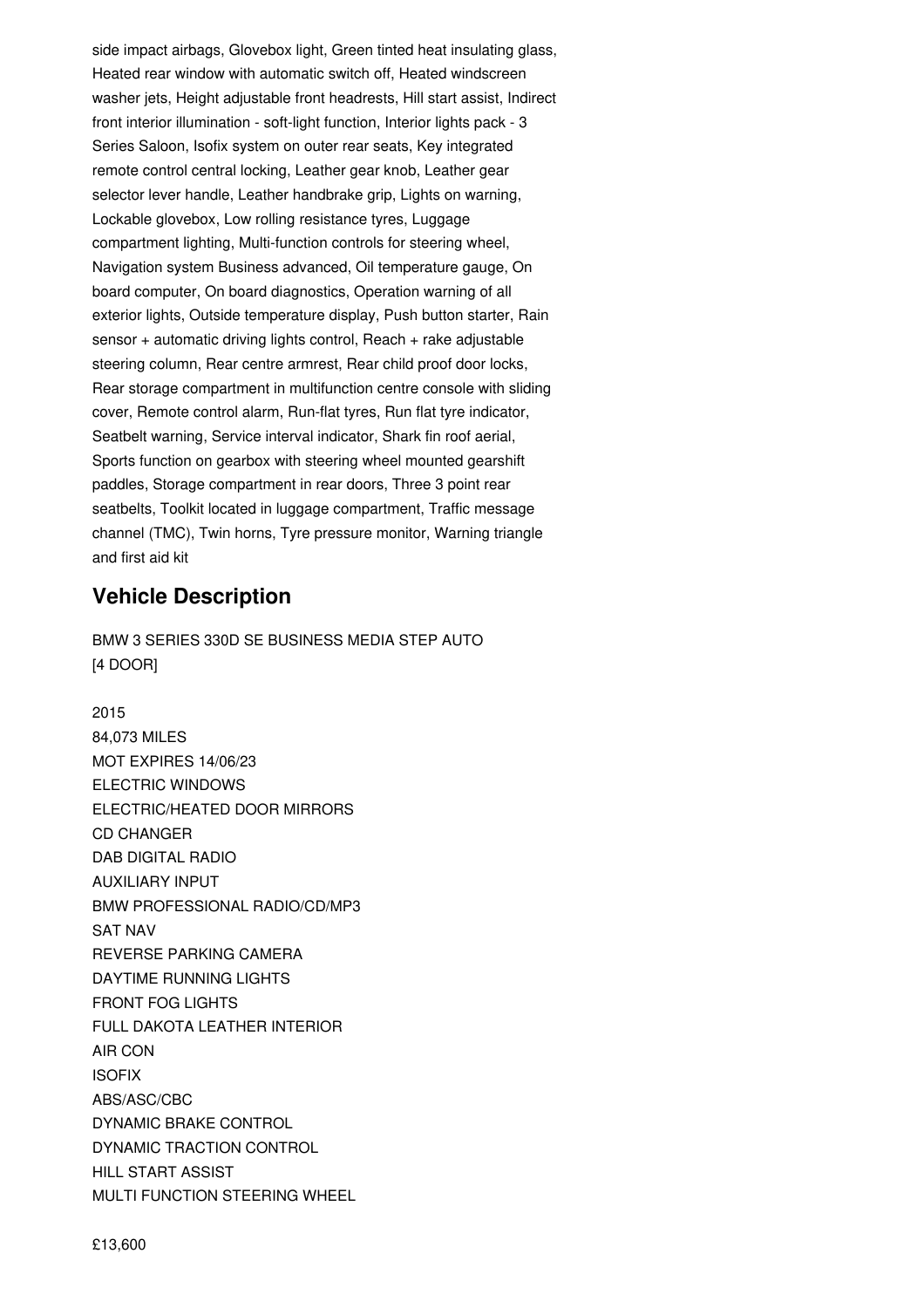side impact airbags, Glovebox light, Green tinted heat insulating glass, Heated rear window with automatic switch off, Heated windscreen washer jets, Height adjustable front headrests, Hill start assist, Indirect front interior illumination - soft-light function, Interior lights pack - 3 Series Saloon, Isofix system on outer rear seats, Key integrated remote control central locking, Leather gear knob, Leather gear selector lever handle, Leather handbrake grip, Lights on warning, Lockable glovebox, Low rolling resistance tyres, Luggage compartment lighting, Multi-function controls for steering wheel, Navigation system Business advanced, Oil temperature gauge, On board computer, On board diagnostics, Operation warning of all exterior lights, Outside temperature display, Push button starter, Rain sensor + automatic driving lights control, Reach + rake adjustable steering column, Rear centre armrest, Rear child proof door locks, Rear storage compartment in multifunction centre console with sliding cover, Remote control alarm, Run-flat tyres, Run flat tyre indicator, Seatbelt warning, Service interval indicator, Shark fin roof aerial, Sports function on gearbox with steering wheel mounted gearshift paddles, Storage compartment in rear doors, Three 3 point rear seatbelts, Toolkit located in luggage compartment, Traffic message channel (TMC), Twin horns, Tyre pressure monitor, Warning triangle and first aid kit

## Vehicle Description

BMW 3 SERIES 330D SE BUSINESS MEDIA STEP AUTO [4 DOOR]

2015
84,073 MILES
MOT EXPIRES 14/06/23
ELECTRIC WINDOWS
ELECTRIC/HEATED DOOR MIRRORS
CD CHANGER
DAB DIGITAL RADIO
AUXILIARY INPUT
BMW PROFESSIONAL RADIO/CD/MP3
SAT NAV
REVERSE PARKING CAMERA
DAYTIME RUNNING LIGHTS
FRONT FOG LIGHTS
FULL DAKOTA LEATHER INTERIOR
AIR CON
ISOFIX
ABS/ASC/CBC
DYNAMIC BRAKE CONTROL
DYNAMIC TRACTION CONTROL
HILL START ASSIST
MULTI FUNCTION STEERING WHEEL

£13,600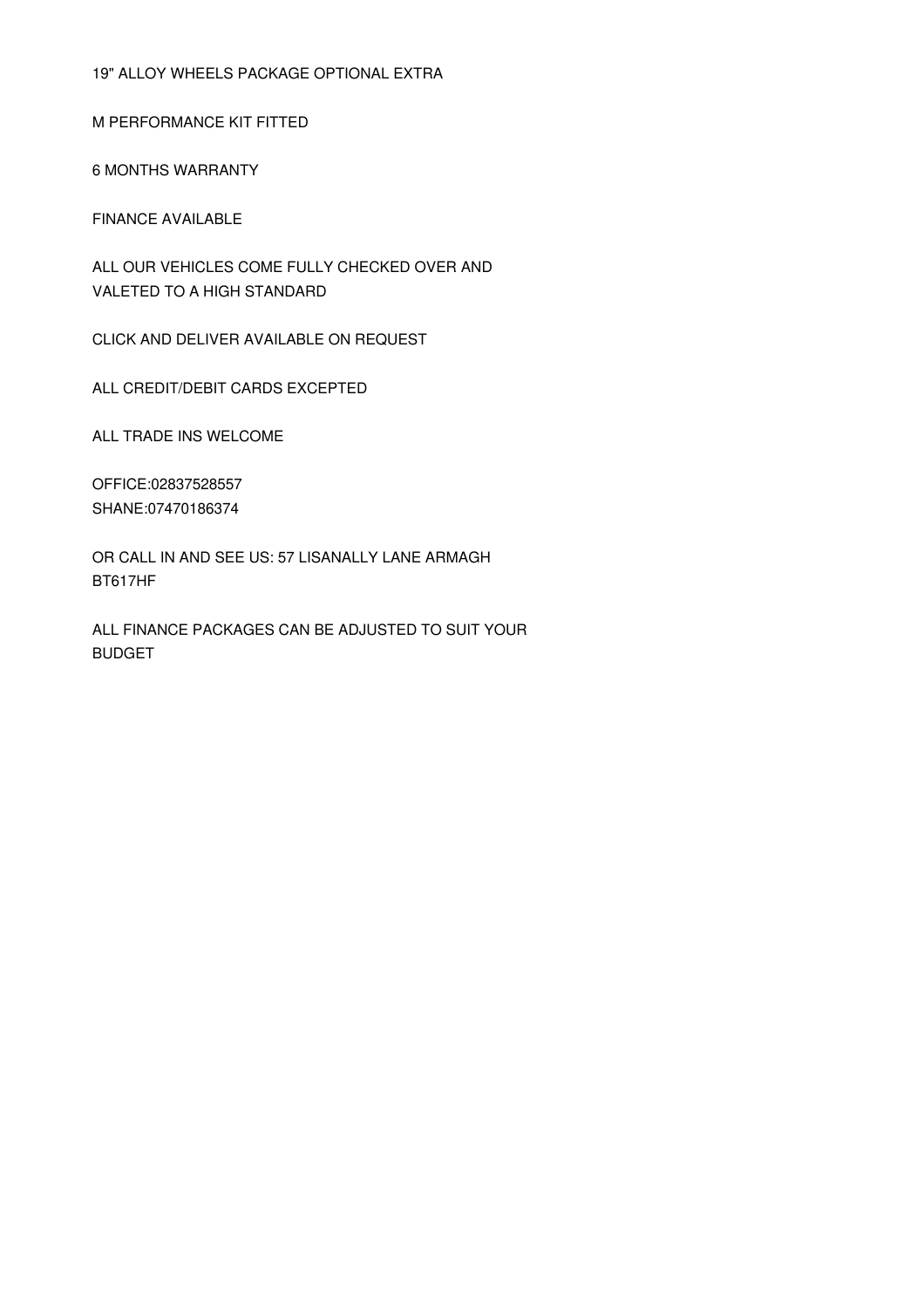19" ALLOY WHEELS PACKAGE OPTIONAL EXTRA

M PERFORMANCE KIT FITTED

6 MONTHS WARRANTY

FINANCE AVAILABLE

ALL OUR VEHICLES COME FULLY CHECKED OVER AND VALETED TO A HIGH STANDARD

CLICK AND DELIVER AVAILABLE ON REQUEST

ALL CREDIT/DEBIT CARDS EXCEPTED

ALL TRADE INS WELCOME

OFFICE:02837528557
SHANE:07470186374

OR CALL IN AND SEE US: 57 LISANALLY LANE ARMAGH BT617HF

ALL FINANCE PACKAGES CAN BE ADJUSTED TO SUIT YOUR BUDGET